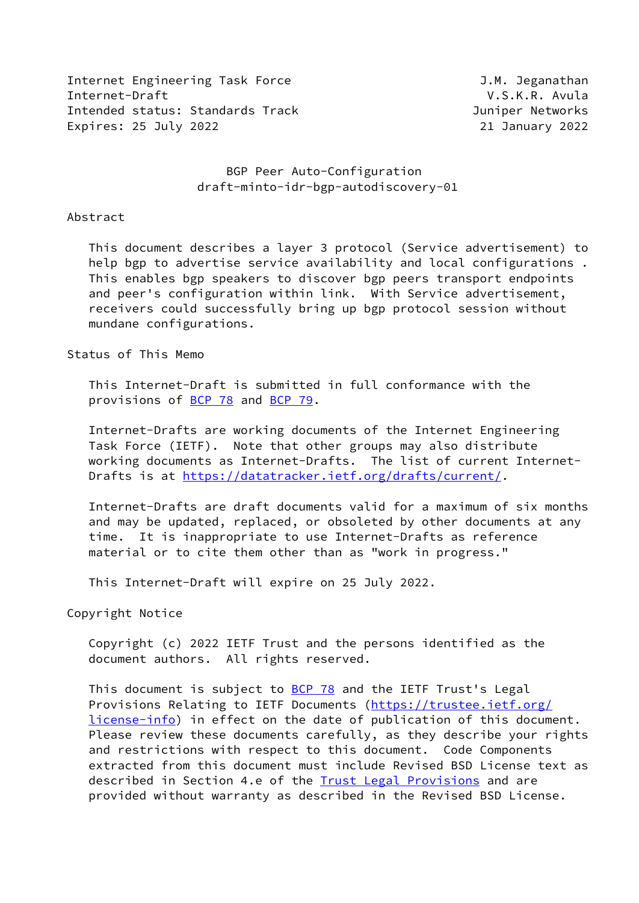Internet Engineering Task Force J.M. Jeganathan
Internet-Draft V.S.K.R. Avula
Intended status: Standards Track Juniper Networks
Expires: 25 July 2022 21 January 2022

# BGP Peer Auto-Configuration
## draft-minto-idr-bgp-autodiscovery-01

## Abstract

This document describes a layer 3 protocol (Service advertisement) to help bgp to advertise service availability and local configurations . This enables bgp speakers to discover bgp peers transport endpoints and peer's configuration within link. With Service advertisement, receivers could successfully bring up bgp protocol session without mundane configurations.

## Status of This Memo

This Internet-Draft is submitted in full conformance with the provisions of BCP 78 and BCP 79.

Internet-Drafts are working documents of the Internet Engineering Task Force (IETF). Note that other groups may also distribute working documents as Internet-Drafts. The list of current Internet-Drafts is at https://datatracker.ietf.org/drafts/current/.

Internet-Drafts are draft documents valid for a maximum of six months and may be updated, replaced, or obsoleted by other documents at any time. It is inappropriate to use Internet-Drafts as reference material or to cite them other than as "work in progress."

This Internet-Draft will expire on 25 July 2022.

## Copyright Notice

Copyright (c) 2022 IETF Trust and the persons identified as the document authors. All rights reserved.

This document is subject to BCP 78 and the IETF Trust's Legal Provisions Relating to IETF Documents (https://trustee.ietf.org/license-info) in effect on the date of publication of this document. Please review these documents carefully, as they describe your rights and restrictions with respect to this document. Code Components extracted from this document must include Revised BSD License text as described in Section 4.e of the Trust Legal Provisions and are provided without warranty as described in the Revised BSD License.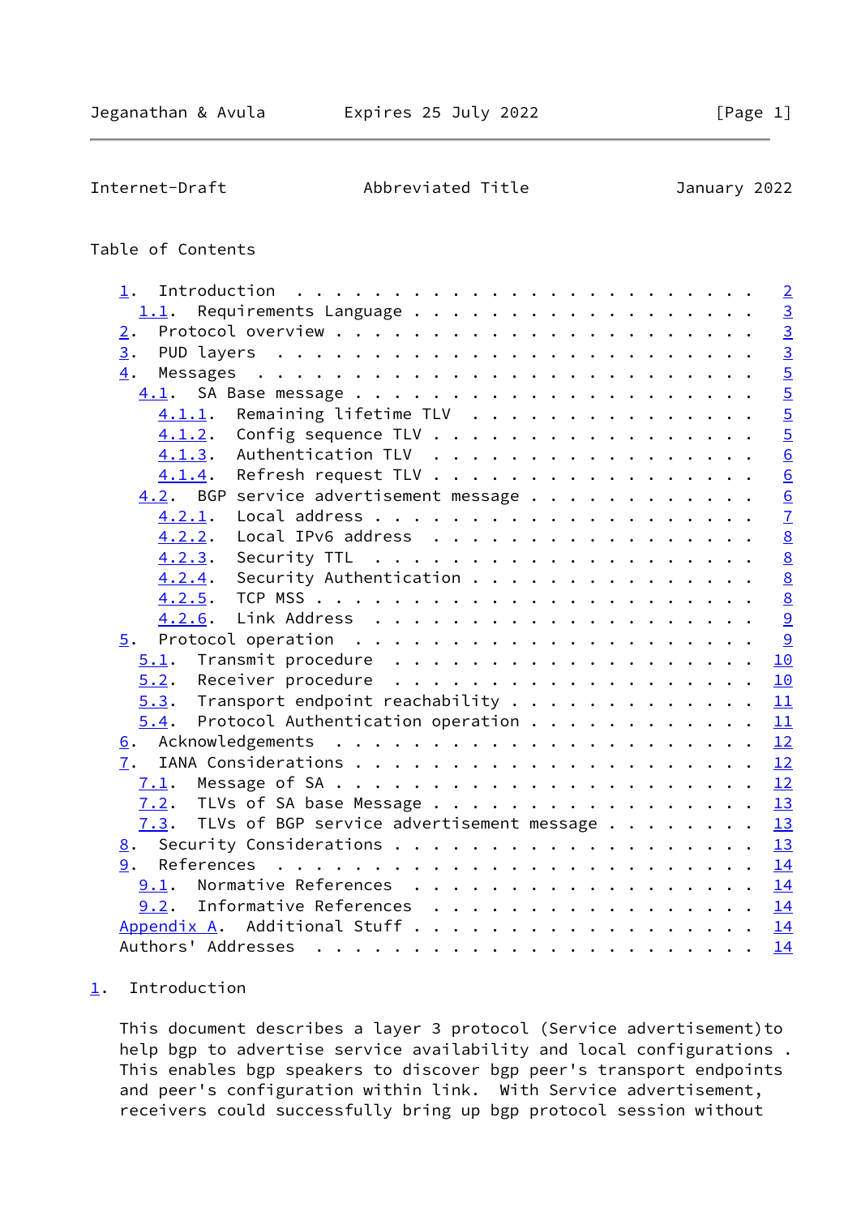Table of Contents

- 1. Introduction . . . . . . . . . . . . . . . . . . . . . . . . 2
  - 1.1. Requirements Language . . . . . . . . . . . . . . . . . . 3
- 2. Protocol overview . . . . . . . . . . . . . . . . . . . . . . 3
- 3. PUD layers . . . . . . . . . . . . . . . . . . . . . . . . . 3
- 4. Messages . . . . . . . . . . . . . . . . . . . . . . . . . . 5
  - 4.1. SA Base message . . . . . . . . . . . . . . . . . . . . . 5
    - 4.1.1. Remaining lifetime TLV . . . . . . . . . . . . . . . . 5
    - 4.1.2. Config sequence TLV . . . . . . . . . . . . . . . . . 5
    - 4.1.3. Authentication TLV . . . . . . . . . . . . . . . . . . 6
    - 4.1.4. Refresh request TLV . . . . . . . . . . . . . . . . . 6
  - 4.2. BGP service advertisement message . . . . . . . . . . . . 6
    - 4.2.1. Local address . . . . . . . . . . . . . . . . . . . . 7
    - 4.2.2. Local IPv6 address . . . . . . . . . . . . . . . . . . 8
    - 4.2.3. Security TTL . . . . . . . . . . . . . . . . . . . . . 8
    - 4.2.4. Security Authentication . . . . . . . . . . . . . . . 8
    - 4.2.5. TCP MSS . . . . . . . . . . . . . . . . . . . . . . . 8
    - 4.2.6. Link Address . . . . . . . . . . . . . . . . . . . . . 9
- 5. Protocol operation . . . . . . . . . . . . . . . . . . . . . 9
  - 5.1. Transmit procedure . . . . . . . . . . . . . . . . . . . 10
  - 5.2. Receiver procedure . . . . . . . . . . . . . . . . . . . 10
  - 5.3. Transport endpoint reachability . . . . . . . . . . . . . 11
  - 5.4. Protocol Authentication operation . . . . . . . . . . . . 11
- 6. Acknowledgements . . . . . . . . . . . . . . . . . . . . . . 12
- 7. IANA Considerations . . . . . . . . . . . . . . . . . . . . . 12
  - 7.1. Message of SA . . . . . . . . . . . . . . . . . . . . . . 12
  - 7.2. TLVs of SA base Message . . . . . . . . . . . . . . . . . 13
  - 7.3. TLVs of BGP service advertisement message . . . . . . . . 13
- 8. Security Considerations . . . . . . . . . . . . . . . . . . . 13
- 9. References . . . . . . . . . . . . . . . . . . . . . . . . . 14
  - 9.1. Normative References . . . . . . . . . . . . . . . . . . 14
  - 9.2. Informative References . . . . . . . . . . . . . . . . . 14
- Appendix A. Additional Stuff . . . . . . . . . . . . . . . . . . . 14
- Authors' Addresses . . . . . . . . . . . . . . . . . . . . . . . 14

# 1. Introduction

This document describes a layer 3 protocol (Service advertisement)to help bgp to advertise service availability and local configurations . This enables bgp speakers to discover bgp peer's transport endpoints and peer's configuration within link. With Service advertisement, receivers could successfully bring up bgp protocol session without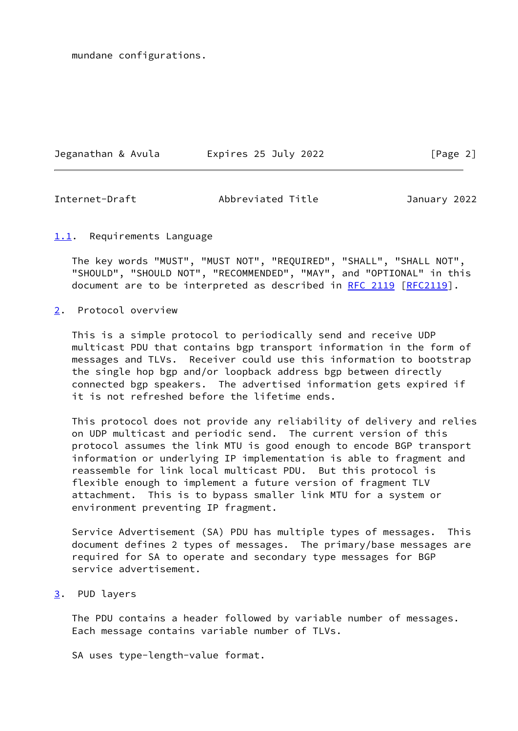mundane configurations.

### 1.1. Requirements Language

The key words "MUST", "MUST NOT", "REQUIRED", "SHALL", "SHALL NOT", "SHOULD", "SHOULD NOT", "RECOMMENDED", "MAY", and "OPTIONAL" in this document are to be interpreted as described in RFC 2119 [RFC2119].

## 2. Protocol overview

This is a simple protocol to periodically send and receive UDP multicast PDU that contains bgp transport information in the form of messages and TLVs. Receiver could use this information to bootstrap the single hop bgp and/or loopback address bgp between directly connected bgp speakers. The advertised information gets expired if it is not refreshed before the lifetime ends.

This protocol does not provide any reliability of delivery and relies on UDP multicast and periodic send. The current version of this protocol assumes the link MTU is good enough to encode BGP transport information or underlying IP implementation is able to fragment and reassemble for link local multicast PDU. But this protocol is flexible enough to implement a future version of fragment TLV attachment. This is to bypass smaller link MTU for a system or environment preventing IP fragment.

Service Advertisement (SA) PDU has multiple types of messages. This document defines 2 types of messages. The primary/base messages are required for SA to operate and secondary type messages for BGP service advertisement.

## 3. PUD layers

The PDU contains a header followed by variable number of messages. Each message contains variable number of TLVs.

SA uses type-length-value format.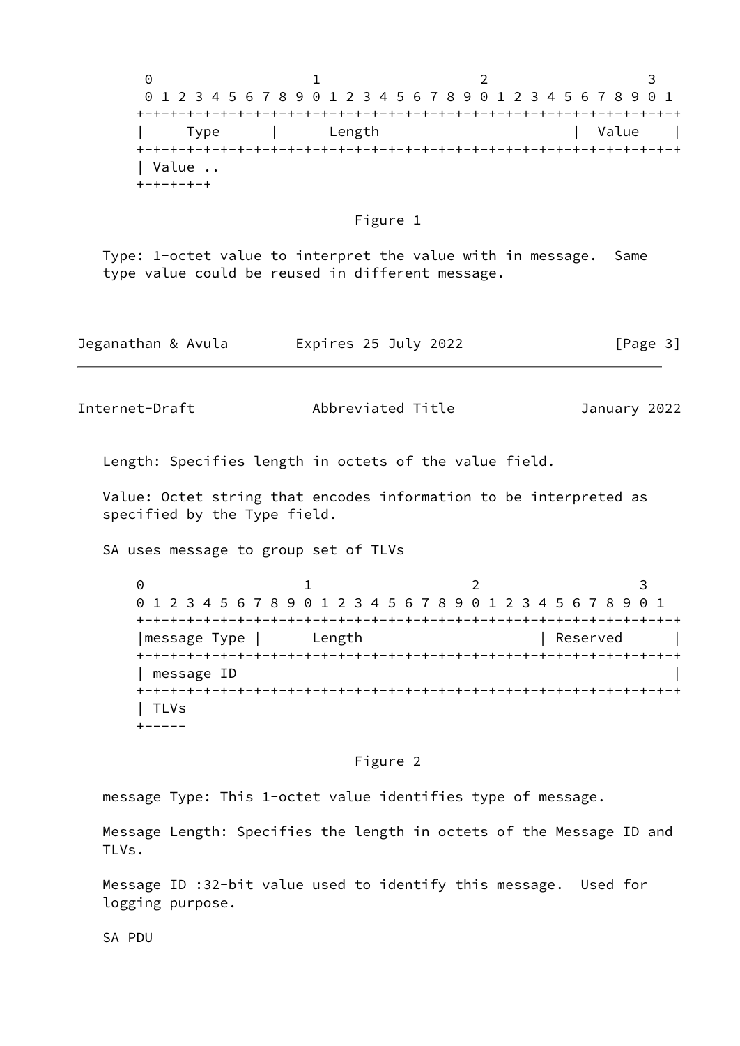```
 0                   1                   2                   3
 0 1 2 3 4 5 6 7 8 9 0 1 2 3 4 5 6 7 8 9 0 1 2 3 4 5 6 7 8 9 0 1
+-+-+-+-+-+-+-+-+-+-+-+-+-+-+-+-+-+-+-+-+-+-+-+-+-+-+-+-+-+-+-+-+
|     Type      |      Length                   |  Value        |
+-+-+-+-+-+-+-+-+-+-+-+-+-+-+-+-+-+-+-+-+-+-+-+-+-+-+-+-+-+-+-+-+
| Value ..
+-+-+-+-+
```

Figure 1

Type: 1-octet value to interpret the value with in message. Same type value could be reused in different message.

Length: Specifies length in octets of the value field.

Value: Octet string that encodes information to be interpreted as specified by the Type field.

SA uses message to group set of TLVs

```
 0                   1                   2                   3
 0 1 2 3 4 5 6 7 8 9 0 1 2 3 4 5 6 7 8 9 0 1 2 3 4 5 6 7 8 9 0 1
+-+-+-+-+-+-+-+-+-+-+-+-+-+-+-+-+-+-+-+-+-+-+-+-+-+-+-+-+-+-+-+-+
|message Type |      Length                   | Reserved        |
+-+-+-+-+-+-+-+-+-+-+-+-+-+-+-+-+-+-+-+-+-+-+-+-+-+-+-+-+-+-+-+-+
| message ID                                                    |
+-+-+-+-+-+-+-+-+-+-+-+-+-+-+-+-+-+-+-+-+-+-+-+-+-+-+-+-+-+-+-+-+
| TLVs
+-----
```

Figure 2

message Type: This 1-octet value identifies type of message.

Message Length: Specifies the length in octets of the Message ID and TLVs.

Message ID :32-bit value used to identify this message. Used for logging purpose.

SA PDU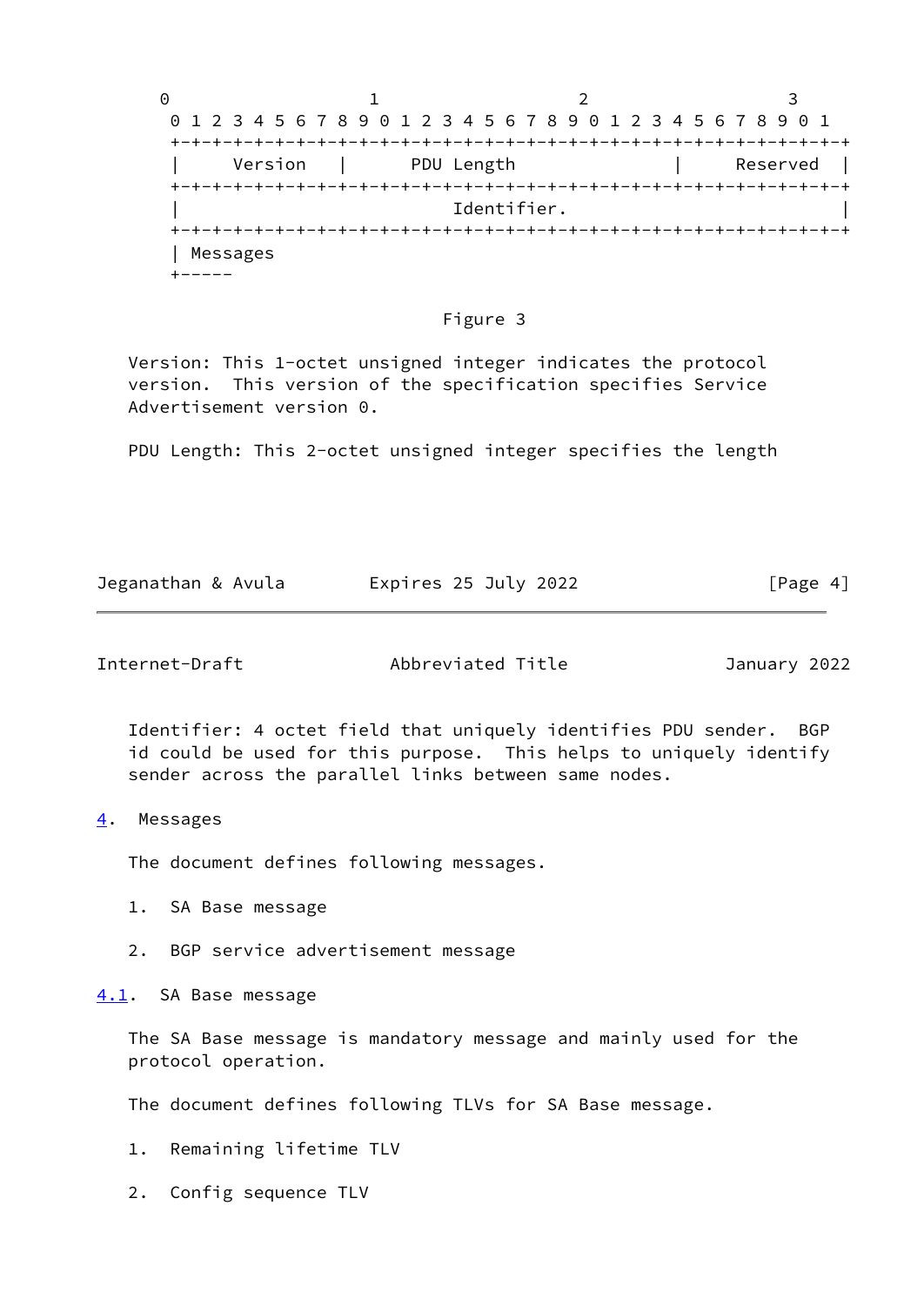```
 0                   1                   2                   3
 0 1 2 3 4 5 6 7 8 9 0 1 2 3 4 5 6 7 8 9 0 1 2 3 4 5 6 7 8 9 0 1
+-+-+-+-+-+-+-+-+-+-+-+-+-+-+-+-+-+-+-+-+-+-+-+-+-+-+-+-+-+-+-+-+
|    Version    |      PDU Length               |     Reserved  |
+-+-+-+-+-+-+-+-+-+-+-+-+-+-+-+-+-+-+-+-+-+-+-+-+-+-+-+-+-+-+-+-+
|                          Identifier.                          |
+-+-+-+-+-+-+-+-+-+-+-+-+-+-+-+-+-+-+-+-+-+-+-+-+-+-+-+-+-+-+-+-+
| Messages
+-----
```

Figure 3

Version: This 1-octet unsigned integer indicates the protocol version. This version of the specification specifies Service Advertisement version 0.

PDU Length: This 2-octet unsigned integer specifies the length

Identifier: 4 octet field that uniquely identifies PDU sender. BGP id could be used for this purpose. This helps to uniquely identify sender across the parallel links between same nodes.

## 4. Messages

The document defines following messages.

1. SA Base message

2. BGP service advertisement message

### 4.1. SA Base message

The SA Base message is mandatory message and mainly used for the protocol operation.

The document defines following TLVs for SA Base message.

1. Remaining lifetime TLV

2. Config sequence TLV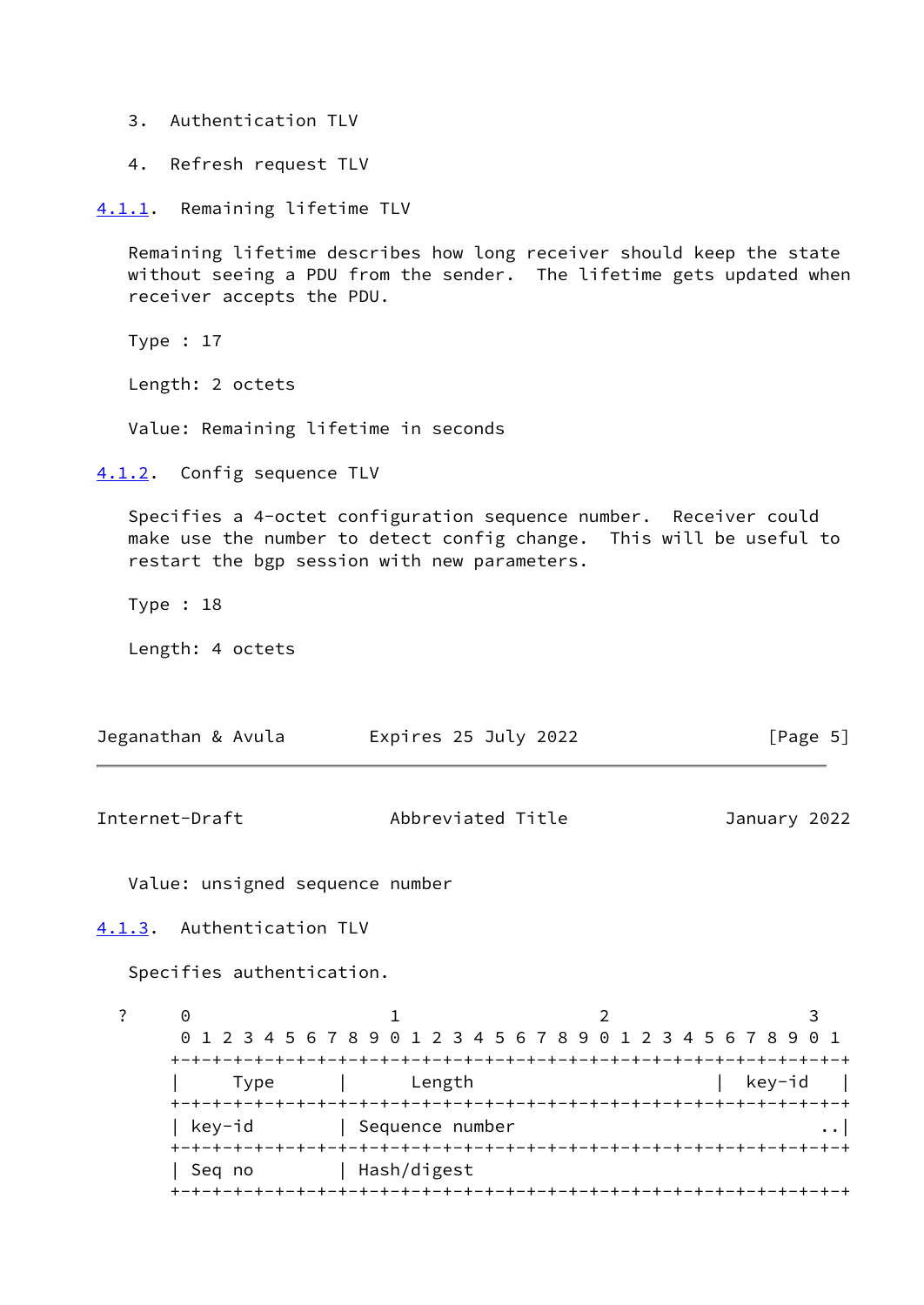3. Authentication TLV

4. Refresh request TLV

### 4.1.1. Remaining lifetime TLV

Remaining lifetime describes how long receiver should keep the state without seeing a PDU from the sender. The lifetime gets updated when receiver accepts the PDU.

Type : 17

Length: 2 octets

Value: Remaining lifetime in seconds

### 4.1.2. Config sequence TLV

Specifies a 4-octet configuration sequence number. Receiver could make use the number to detect config change. This will be useful to restart the bgp session with new parameters.

Type : 18

Length: 4 octets

Value: unsigned sequence number

### 4.1.3. Authentication TLV

Specifies authentication.

```
?     0                   1                   2                   3
      0 1 2 3 4 5 6 7 8 9 0 1 2 3 4 5 6 7 8 9 0 1 2 3 4 5 6 7 8 9 0 1
     +-+-+-+-+-+-+-+-+-+-+-+-+-+-+-+-+-+-+-+-+-+-+-+-+-+-+-+-+-+-+-+-+
     |     Type      |       Length                  |  key-id     |
     +-+-+-+-+-+-+-+-+-+-+-+-+-+-+-+-+-+-+-+-+-+-+-+-+-+-+-+-+-+-+-+-+
     | key-id        | Sequence number                             ..|
     +-+-+-+-+-+-+-+-+-+-+-+-+-+-+-+-+-+-+-+-+-+-+-+-+-+-+-+-+-+-+-+-+
     | Seq no        | Hash/digest
     +-+-+-+-+-+-+-+-+-+-+-+-+-+-+-+-+-+-+-+-+-+-+-+-+-+-+-+-+-+-+-+-+
```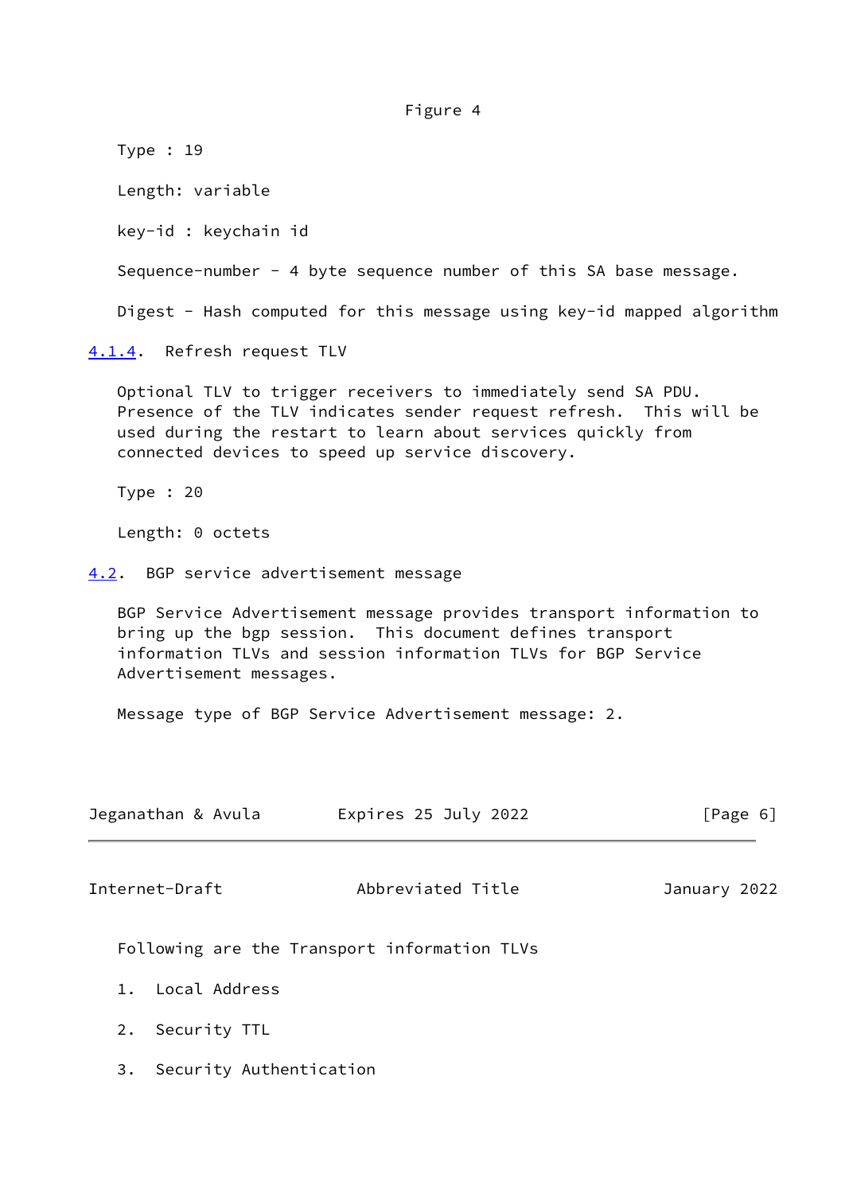Figure 4

Type : 19

Length: variable

key-id : keychain id

Sequence-number - 4 byte sequence number of this SA base message.

Digest - Hash computed for this message using key-id mapped algorithm

#### 4.1.4. Refresh request TLV

Optional TLV to trigger receivers to immediately send SA PDU. Presence of the TLV indicates sender request refresh. This will be used during the restart to learn about services quickly from connected devices to speed up service discovery.

Type : 20

Length: 0 octets

### 4.2. BGP service advertisement message

BGP Service Advertisement message provides transport information to bring up the bgp session. This document defines transport information TLVs and session information TLVs for BGP Service Advertisement messages.

Message type of BGP Service Advertisement message: 2.

Following are the Transport information TLVs

1. Local Address

2. Security TTL

3. Security Authentication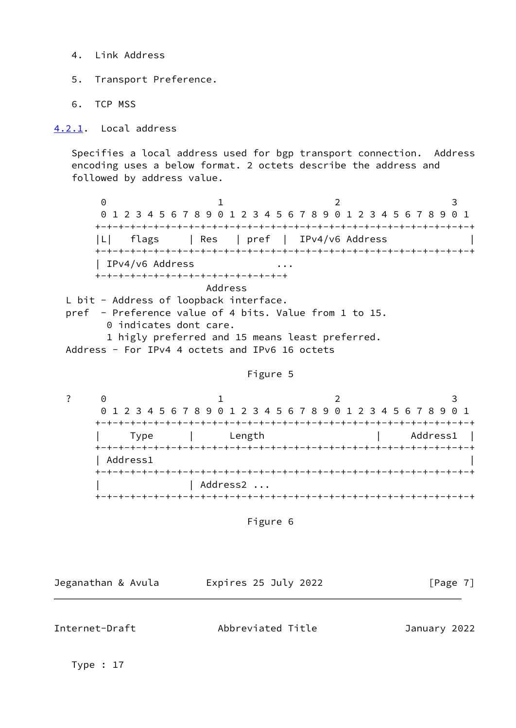4. Link Address

5. Transport Preference.

6. TCP MSS

#### 4.2.1. Local address

Specifies a local address used for bgp transport connection. Address encoding uses a below format. 2 octets describe the address and followed by address value.

```
    0                   1                   2                   3
    0 1 2 3 4 5 6 7 8 9 0 1 2 3 4 5 6 7 8 9 0 1 2 3 4 5 6 7 8 9 0 1
   +-+-+-+-+-+-+-+-+-+-+-+-+-+-+-+-+-+-+-+-+-+-+-+-+-+-+-+-+-+-+-+-+
   |L|   flags     | Res    | pref  |  IPv4/v6 Address              |
   +-+-+-+-+-+-+-+-+-+-+-+-+-+-+-+-+-+-+-+-+-+-+-+-+-+-+-+-+-+-+-+-+
   | IPv4/v6 Address              ...
   +-+-+-+-+-+-+-+-+-+-+-+-+-+-+-+-+
                     Address
 L bit - Address of loopback interface.
 pref  - Preference value of 4 bits. Value from 1 to 15.
        0 indicates dont care.
        1 higly preferred and 15 means least preferred.
 Address - For IPv4 4 octets and IPv6 16 octets
```

Figure 5

```
 ?     0                   1                   2                   3
       0 1 2 3 4 5 6 7 8 9 0 1 2 3 4 5 6 7 8 9 0 1 2 3 4 5 6 7 8 9 0 1
      +-+-+-+-+-+-+-+-+-+-+-+-+-+-+-+-+-+-+-+-+-+-+-+-+-+-+-+-+-+-+-+-+
      |     Type      |       Length                  |    Address1   |
      +-+-+-+-+-+-+-+-+-+-+-+-+-+-+-+-+-+-+-+-+-+-+-+-+-+-+-+-+-+-+-+-+
      | Address1                                                      |
      +-+-+-+-+-+-+-+-+-+-+-+-+-+-+-+-+-+-+-+-+-+-+-+-+-+-+-+-+-+-+-+-+
      |               | Address2 ...
      +-+-+-+-+-+-+-+-+-+-+-+-+-+-+-+-+-+-+-+-+-+-+-+-+-+-+-+-+-+-+-+-+
```

Figure 6

Type : 17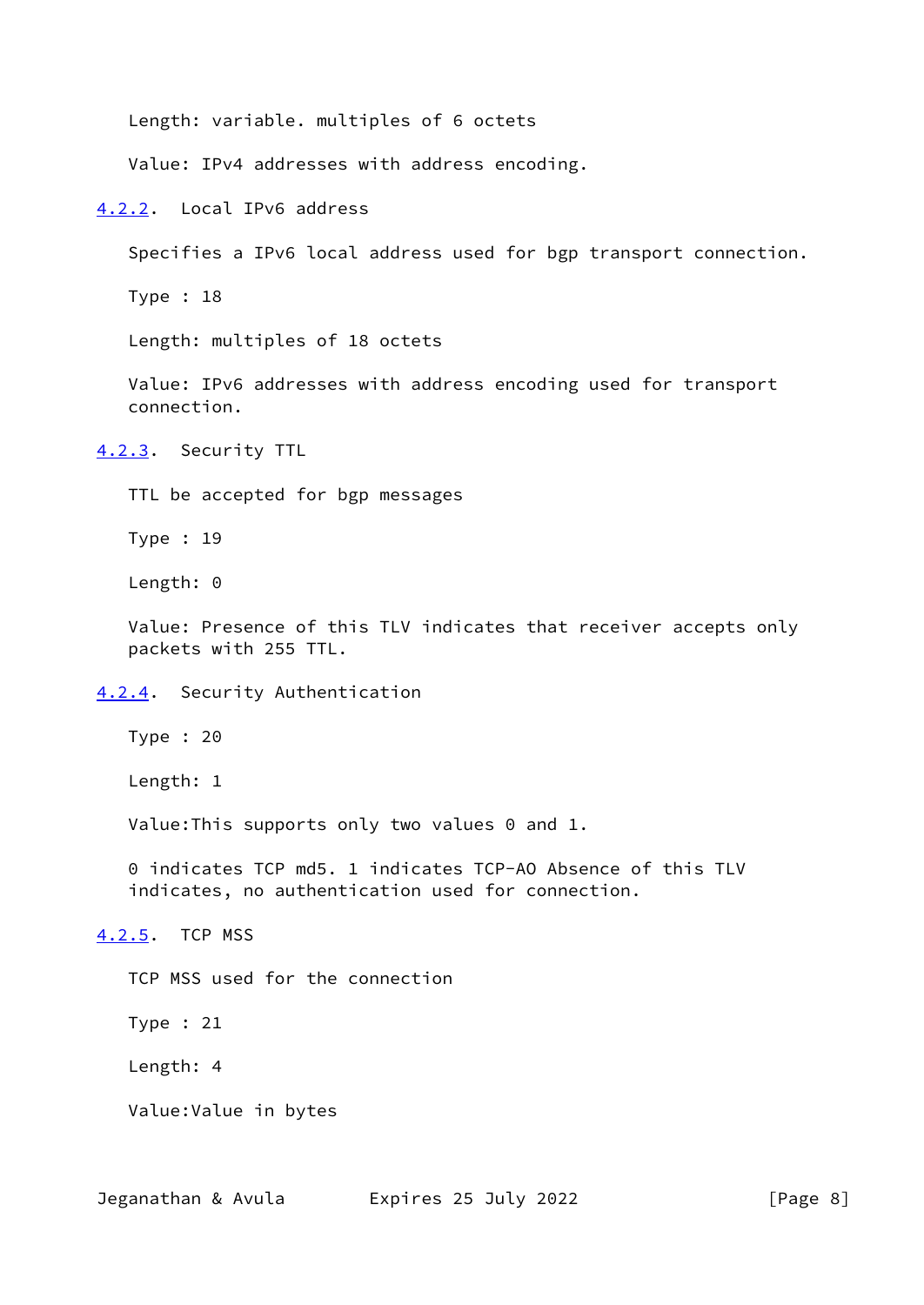Length: variable. multiples of 6 octets

Value: IPv4 addresses with address encoding.

### 4.2.2. Local IPv6 address

Specifies a IPv6 local address used for bgp transport connection.

Type : 18

Length: multiples of 18 octets

Value: IPv6 addresses with address encoding used for transport connection.

### 4.2.3. Security TTL

TTL be accepted for bgp messages

Type : 19

Length: 0

Value: Presence of this TLV indicates that receiver accepts only packets with 255 TTL.

### 4.2.4. Security Authentication

Type : 20

Length: 1

Value:This supports only two values 0 and 1.

0 indicates TCP md5. 1 indicates TCP-AO Absence of this TLV indicates, no authentication used for connection.

### 4.2.5. TCP MSS

TCP MSS used for the connection

Type : 21

Length: 4

Value:Value in bytes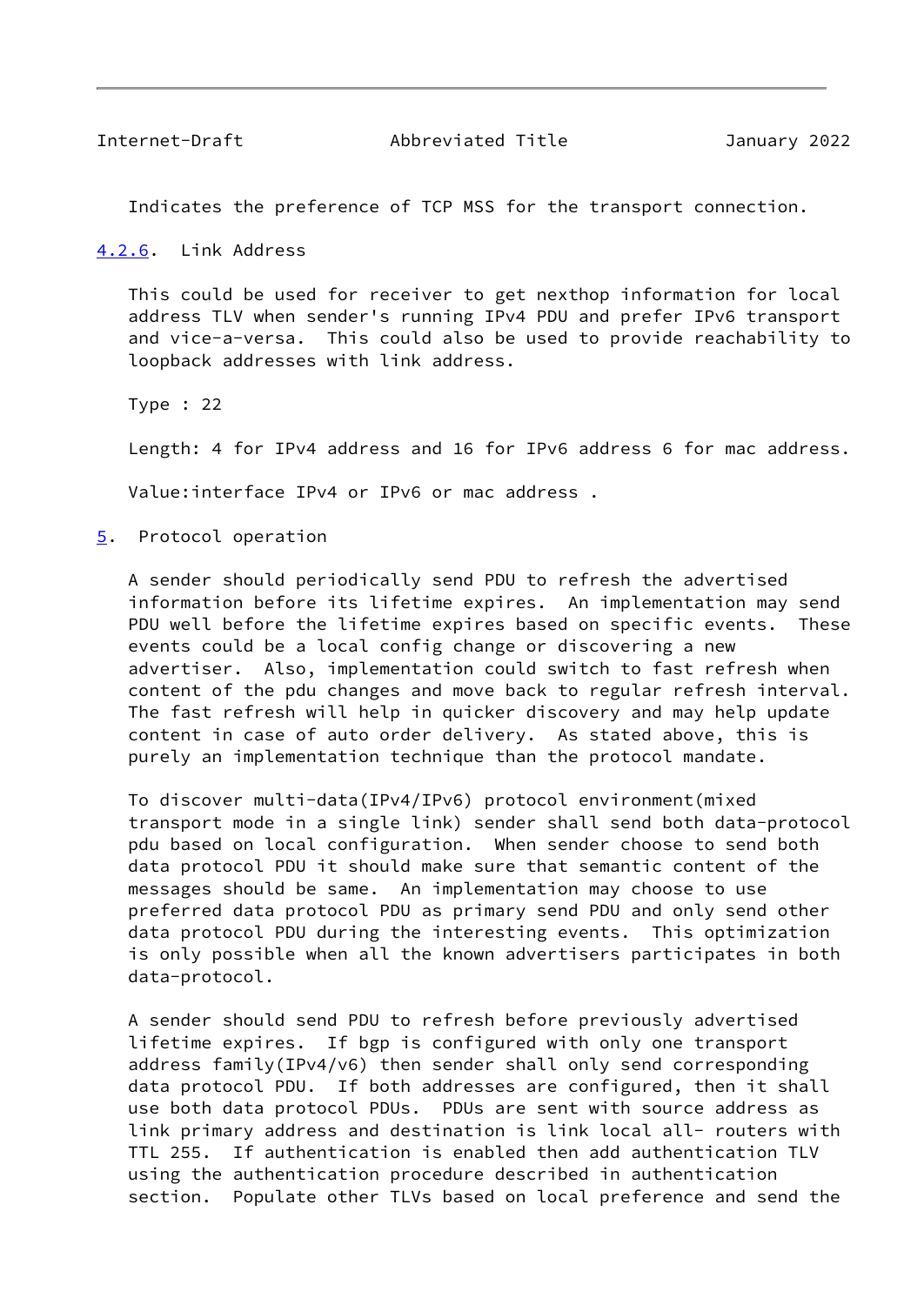Indicates the preference of TCP MSS for the transport connection.

### 4.2.6. Link Address

This could be used for receiver to get nexthop information for local address TLV when sender's running IPv4 PDU and prefer IPv6 transport and vice-a-versa. This could also be used to provide reachability to loopback addresses with link address.

Type : 22

Length: 4 for IPv4 address and 16 for IPv6 address 6 for mac address.

Value:interface IPv4 or IPv6 or mac address .

## 5. Protocol operation

A sender should periodically send PDU to refresh the advertised information before its lifetime expires. An implementation may send PDU well before the lifetime expires based on specific events. These events could be a local config change or discovering a new advertiser. Also, implementation could switch to fast refresh when content of the pdu changes and move back to regular refresh interval. The fast refresh will help in quicker discovery and may help update content in case of auto order delivery. As stated above, this is purely an implementation technique than the protocol mandate.

To discover multi-data(IPv4/IPv6) protocol environment(mixed transport mode in a single link) sender shall send both data-protocol pdu based on local configuration. When sender choose to send both data protocol PDU it should make sure that semantic content of the messages should be same. An implementation may choose to use preferred data protocol PDU as primary send PDU and only send other data protocol PDU during the interesting events. This optimization is only possible when all the known advertisers participates in both data-protocol.

A sender should send PDU to refresh before previously advertised lifetime expires. If bgp is configured with only one transport address family(IPv4/v6) then sender shall only send corresponding data protocol PDU. If both addresses are configured, then it shall use both data protocol PDUs. PDUs are sent with source address as link primary address and destination is link local all- routers with TTL 255. If authentication is enabled then add authentication TLV using the authentication procedure described in authentication section. Populate other TLVs based on local preference and send the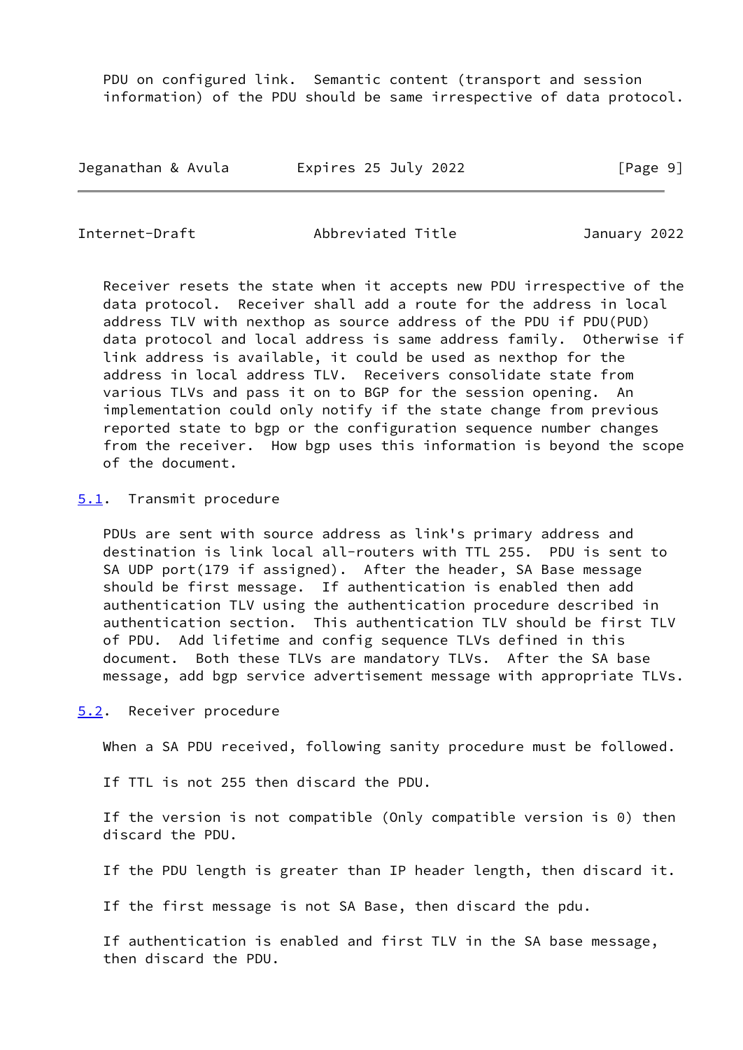PDU on configured link. Semantic content (transport and session information) of the PDU should be same irrespective of data protocol.

Receiver resets the state when it accepts new PDU irrespective of the data protocol. Receiver shall add a route for the address in local address TLV with nexthop as source address of the PDU if PDU(PUD) data protocol and local address is same address family. Otherwise if link address is available, it could be used as nexthop for the address in local address TLV. Receivers consolidate state from various TLVs and pass it on to BGP for the session opening. An implementation could only notify if the state change from previous reported state to bgp or the configuration sequence number changes from the receiver. How bgp uses this information is beyond the scope of the document.

## 5.1. Transmit procedure

PDUs are sent with source address as link's primary address and destination is link local all-routers with TTL 255. PDU is sent to SA UDP port(179 if assigned). After the header, SA Base message should be first message. If authentication is enabled then add authentication TLV using the authentication procedure described in authentication section. This authentication TLV should be first TLV of PDU. Add lifetime and config sequence TLVs defined in this document. Both these TLVs are mandatory TLVs. After the SA base message, add bgp service advertisement message with appropriate TLVs.

## 5.2. Receiver procedure

When a SA PDU received, following sanity procedure must be followed.

If TTL is not 255 then discard the PDU.

If the version is not compatible (Only compatible version is 0) then discard the PDU.

If the PDU length is greater than IP header length, then discard it.

If the first message is not SA Base, then discard the pdu.

If authentication is enabled and first TLV in the SA base message, then discard the PDU.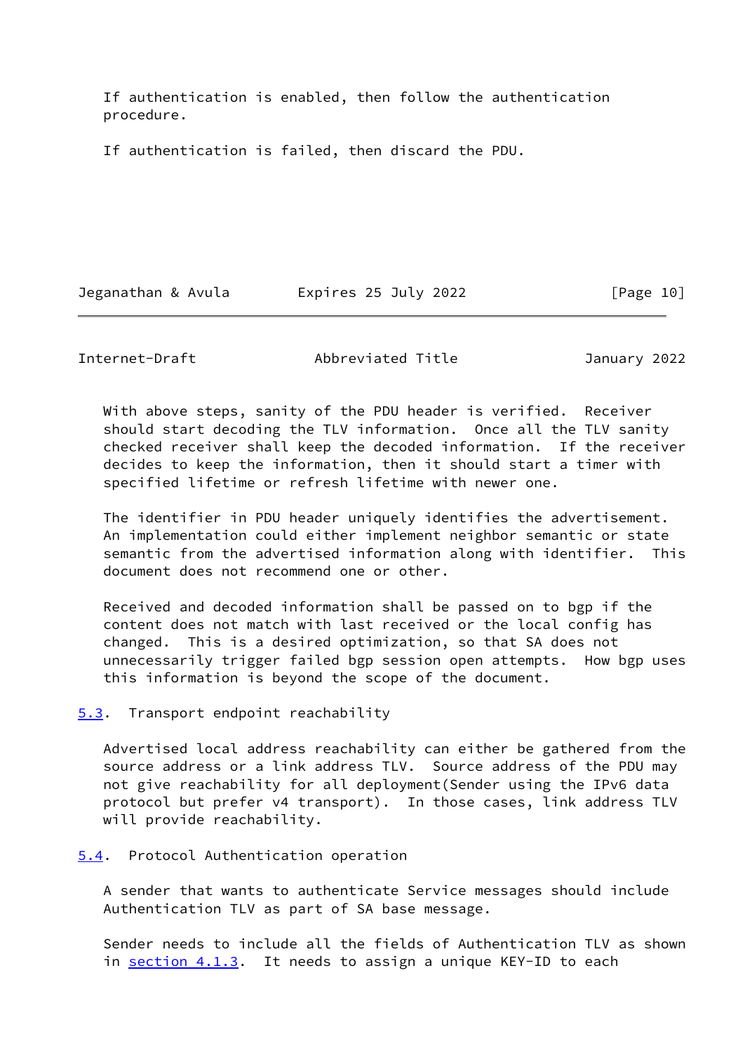If authentication is enabled, then follow the authentication procedure.

If authentication is failed, then discard the PDU.

With above steps, sanity of the PDU header is verified. Receiver should start decoding the TLV information. Once all the TLV sanity checked receiver shall keep the decoded information. If the receiver decides to keep the information, then it should start a timer with specified lifetime or refresh lifetime with newer one.

The identifier in PDU header uniquely identifies the advertisement. An implementation could either implement neighbor semantic or state semantic from the advertised information along with identifier. This document does not recommend one or other.

Received and decoded information shall be passed on to bgp if the content does not match with last received or the local config has changed. This is a desired optimization, so that SA does not unnecessarily trigger failed bgp session open attempts. How bgp uses this information is beyond the scope of the document.

### 5.3. Transport endpoint reachability

Advertised local address reachability can either be gathered from the source address or a link address TLV. Source address of the PDU may not give reachability for all deployment(Sender using the IPv6 data protocol but prefer v4 transport). In those cases, link address TLV will provide reachability.

### 5.4. Protocol Authentication operation

A sender that wants to authenticate Service messages should include Authentication TLV as part of SA base message.

Sender needs to include all the fields of Authentication TLV as shown in section 4.1.3. It needs to assign a unique KEY-ID to each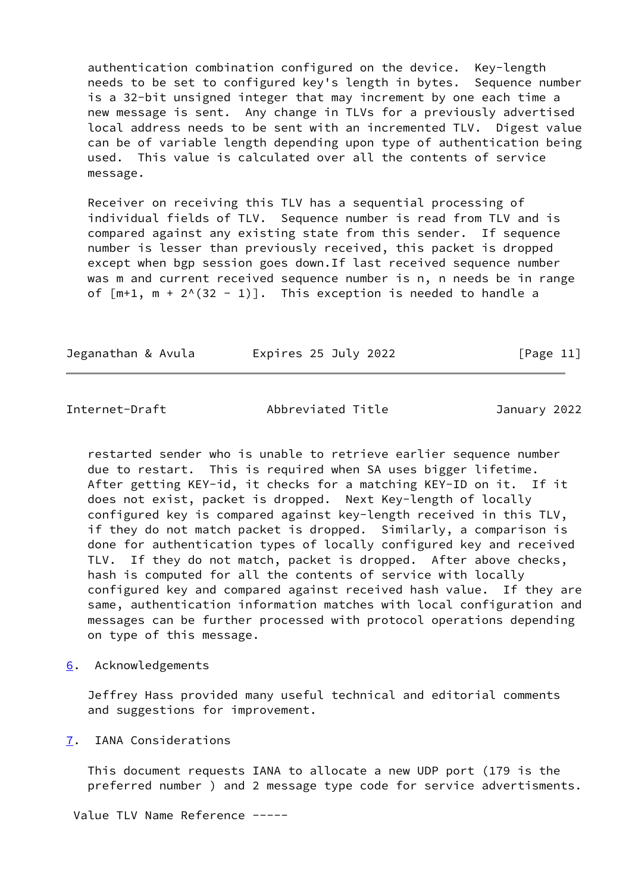authentication combination configured on the device. Key-length needs to be set to configured key's length in bytes. Sequence number is a 32-bit unsigned integer that may increment by one each time a new message is sent. Any change in TLVs for a previously advertised local address needs to be sent with an incremented TLV. Digest value can be of variable length depending upon type of authentication being used. This value is calculated over all the contents of service message.

Receiver on receiving this TLV has a sequential processing of individual fields of TLV. Sequence number is read from TLV and is compared against any existing state from this sender. If sequence number is lesser than previously received, this packet is dropped except when bgp session goes down.If last received sequence number was m and current received sequence number is n, n needs be in range of $[m+1, m + 2^{(32 - 1)}]$. This exception is needed to handle a restarted sender who is unable to retrieve earlier sequence number due to restart. This is required when SA uses bigger lifetime. After getting KEY-id, it checks for a matching KEY-ID on it. If it does not exist, packet is dropped. Next Key-length of locally configured key is compared against key-length received in this TLV, if they do not match packet is dropped. Similarly, a comparison is done for authentication types of locally configured key and received TLV. If they do not match, packet is dropped. After above checks, hash is computed for all the contents of service with locally configured key and compared against received hash value. If they are same, authentication information matches with local configuration and messages can be further processed with protocol operations depending on type of this message.

## 6. Acknowledgements

Jeffrey Hass provided many useful technical and editorial comments and suggestions for improvement.

## 7. IANA Considerations

This document requests IANA to allocate a new UDP port (179 is the preferred number ) and 2 message type code for service advertisements.

Value TLV Name Reference -----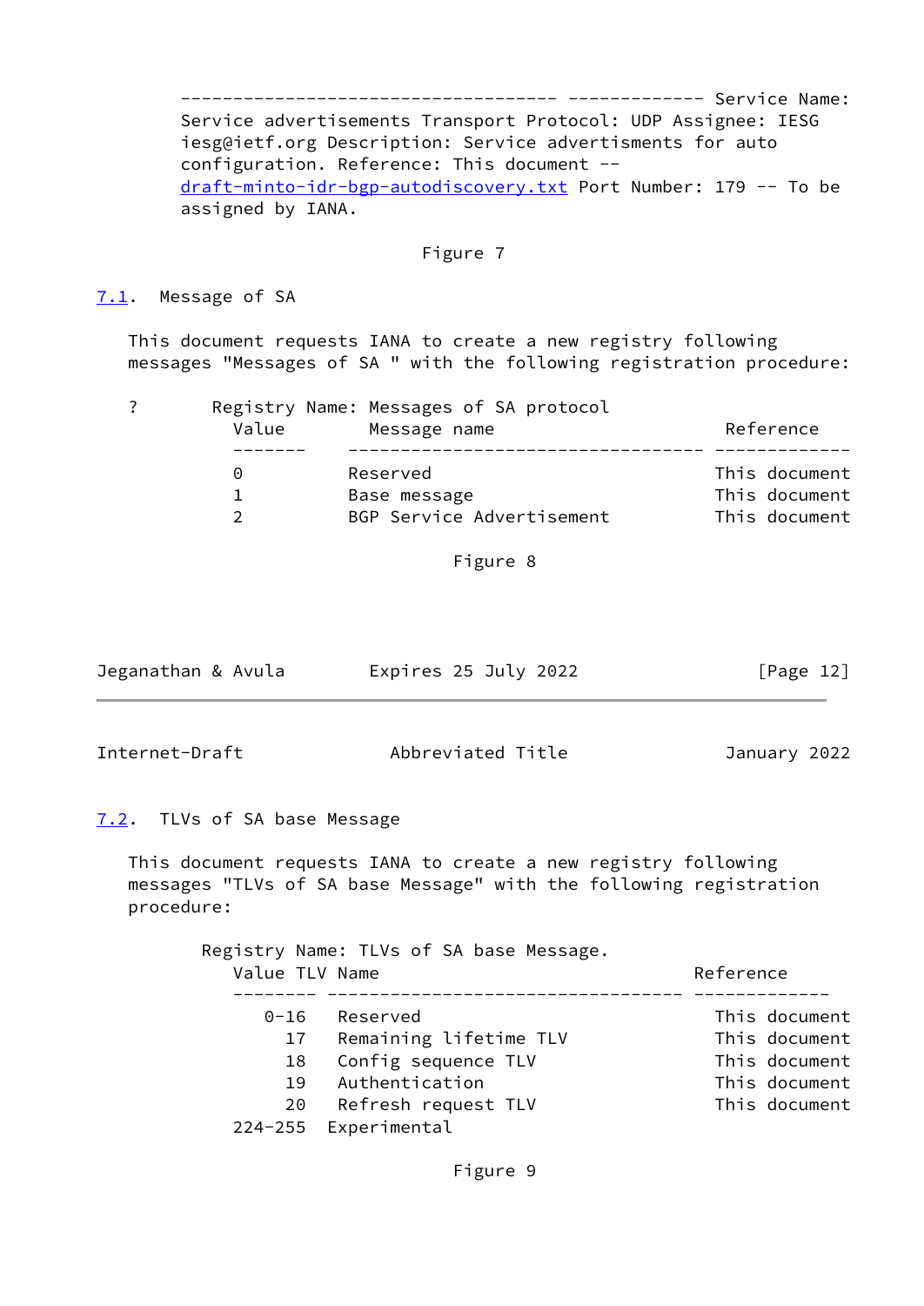----------------------------------- ------------- Service Name: Service advertisements Transport Protocol: UDP Assignee: IESG iesg@ietf.org Description: Service advertisments for auto configuration. Reference: This document -- draft-minto-idr-bgp-autodiscovery.txt Port Number: 179 -- To be assigned by IANA.

Figure 7

## 7.1. Message of SA

This document requests IANA to create a new registry following messages "Messages of SA " with the following registration procedure:

?       Registry Name: Messages of SA protocol

| Value | Message name | Reference |
|---|---|---|
| 0 | Reserved | This document |
| 1 | Base message | This document |
| 2 | BGP Service Advertisement | This document |

Figure 8

## 7.2. TLVs of SA base Message

This document requests IANA to create a new registry following messages "TLVs of SA base Message" with the following registration procedure:

Registry Name: TLVs of SA base Message.

| Value | TLV Name | Reference |
|---|---|---|
| 0-16 | Reserved | This document |
| 17 | Remaining lifetime TLV | This document |
| 18 | Config sequence TLV | This document |
| 19 | Authentication | This document |
| 20 | Refresh request TLV | This document |
| 224-255 | Experimental | |

Figure 9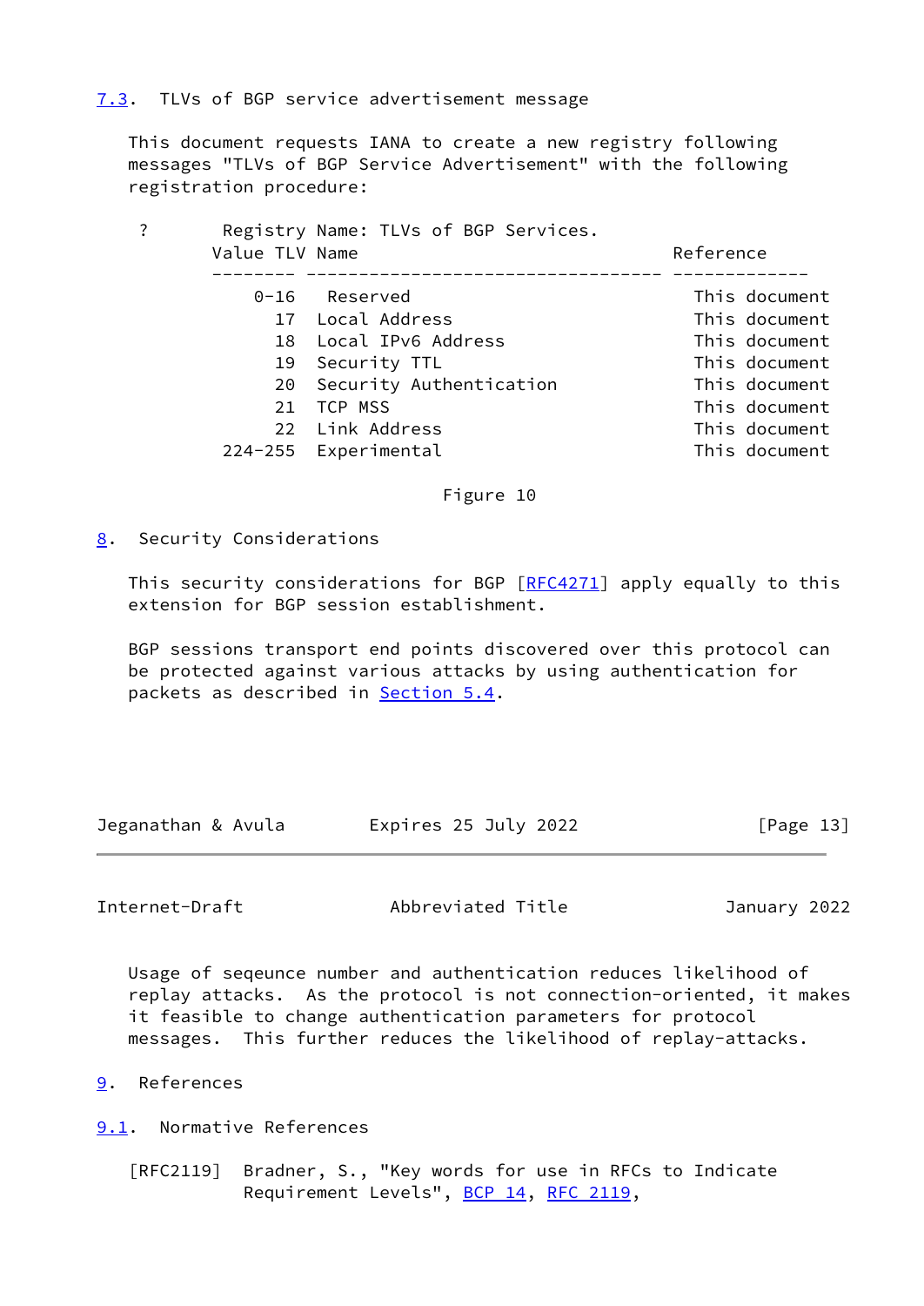### 7.3. TLVs of BGP service advertisement message

This document requests IANA to create a new registry following messages "TLVs of BGP Service Advertisement" with the following registration procedure:

? Registry Name: TLVs of BGP Services.

| Value | TLV Name | Reference |
|---|---|---|
| 0-16 | Reserved | This document |
| 17 | Local Address | This document |
| 18 | Local IPv6 Address | This document |
| 19 | Security TTL | This document |
| 20 | Security Authentication | This document |
| 21 | TCP MSS | This document |
| 22 | Link Address | This document |
| 224-255 | Experimental | This document |

Figure 10

## 8. Security Considerations

This security considerations for BGP [RFC4271] apply equally to this extension for BGP session establishment.

BGP sessions transport end points discovered over this protocol can be protected against various attacks by using authentication for packets as described in Section 5.4.

Usage of seqeunce number and authentication reduces likelihood of replay attacks. As the protocol is not connection-oriented, it makes it feasible to change authentication parameters for protocol messages. This further reduces the likelihood of replay-attacks.

## 9. References

### 9.1. Normative References

[RFC2119] Bradner, S., "Key words for use in RFCs to Indicate Requirement Levels", BCP 14, RFC 2119,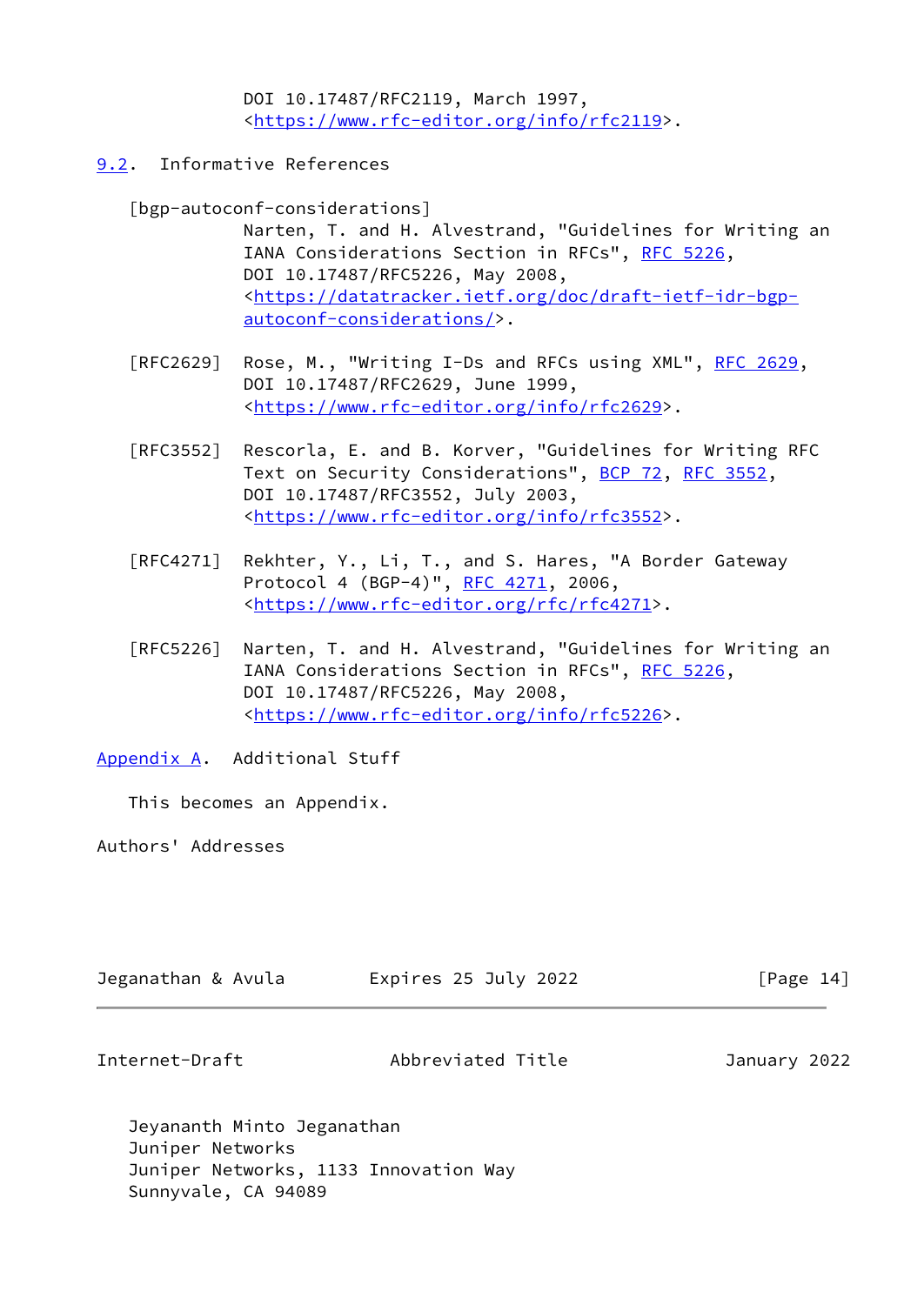DOI 10.17487/RFC2119, March 1997, <https://www.rfc-editor.org/info/rfc2119>.

## 9.2. Informative References

[bgp-autoconf-considerations]
Narten, T. and H. Alvestrand, "Guidelines for Writing an IANA Considerations Section in RFCs", RFC 5226, DOI 10.17487/RFC5226, May 2008, <https://datatracker.ietf.org/doc/draft-ietf-idr-bgp-autoconf-considerations/>.

[RFC2629] Rose, M., "Writing I-Ds and RFCs using XML", RFC 2629, DOI 10.17487/RFC2629, June 1999, <https://www.rfc-editor.org/info/rfc2629>.

[RFC3552] Rescorla, E. and B. Korver, "Guidelines for Writing RFC Text on Security Considerations", BCP 72, RFC 3552, DOI 10.17487/RFC3552, July 2003, <https://www.rfc-editor.org/info/rfc3552>.

[RFC4271] Rekhter, Y., Li, T., and S. Hares, "A Border Gateway Protocol 4 (BGP-4)", RFC 4271, 2006, <https://www.rfc-editor.org/rfc/rfc4271>.

[RFC5226] Narten, T. and H. Alvestrand, "Guidelines for Writing an IANA Considerations Section in RFCs", RFC 5226, DOI 10.17487/RFC5226, May 2008, <https://www.rfc-editor.org/info/rfc5226>.

# Appendix A. Additional Stuff

This becomes an Appendix.

# Authors' Addresses

Jeyananth Minto Jeganathan
Juniper Networks
Juniper Networks, 1133 Innovation Way
Sunnyvale, CA 94089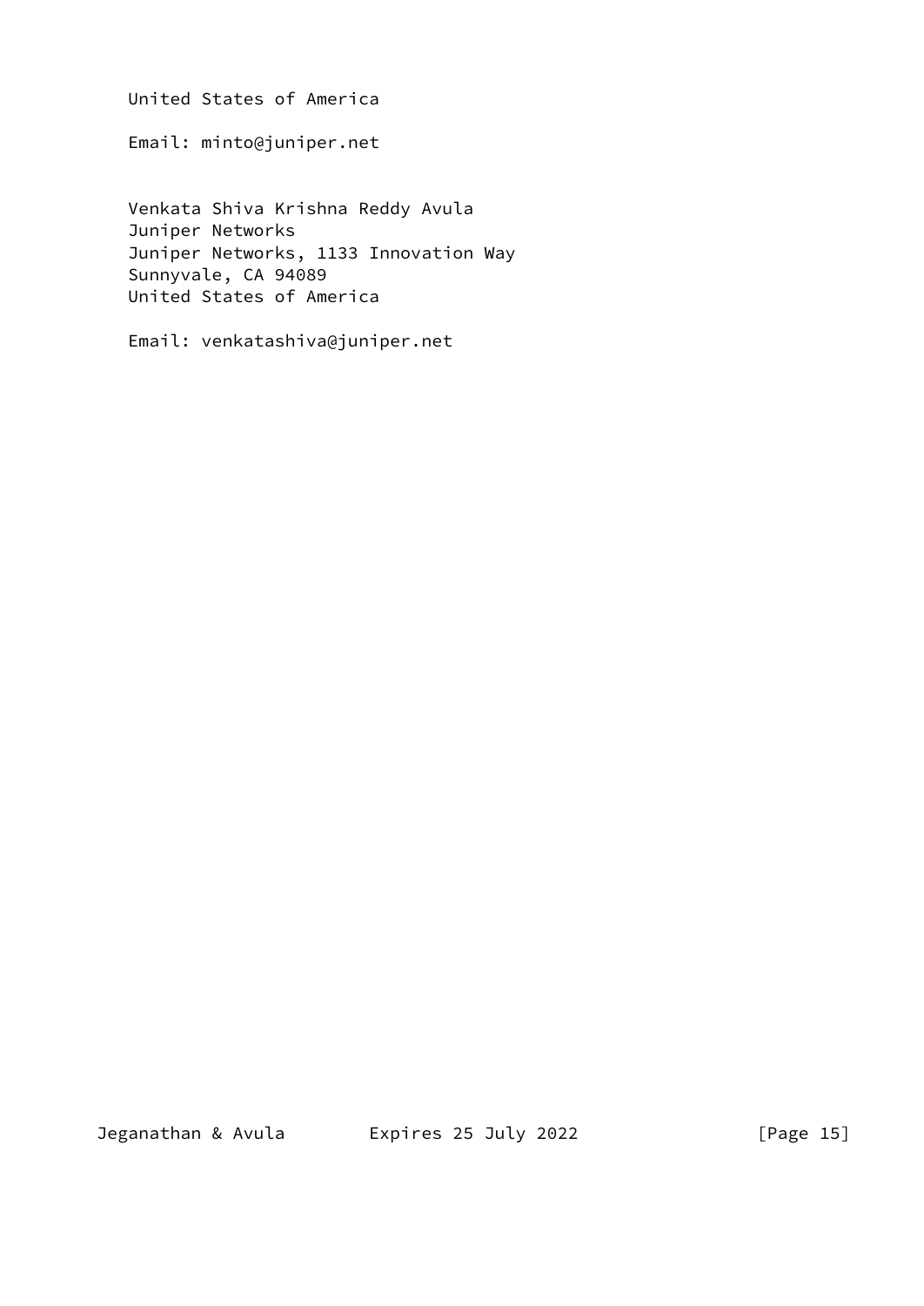United States of America

Email: minto@juniper.net

Venkata Shiva Krishna Reddy Avula
Juniper Networks
Juniper Networks, 1133 Innovation Way
Sunnyvale, CA 94089
United States of America

Email: venkatashiva@juniper.net